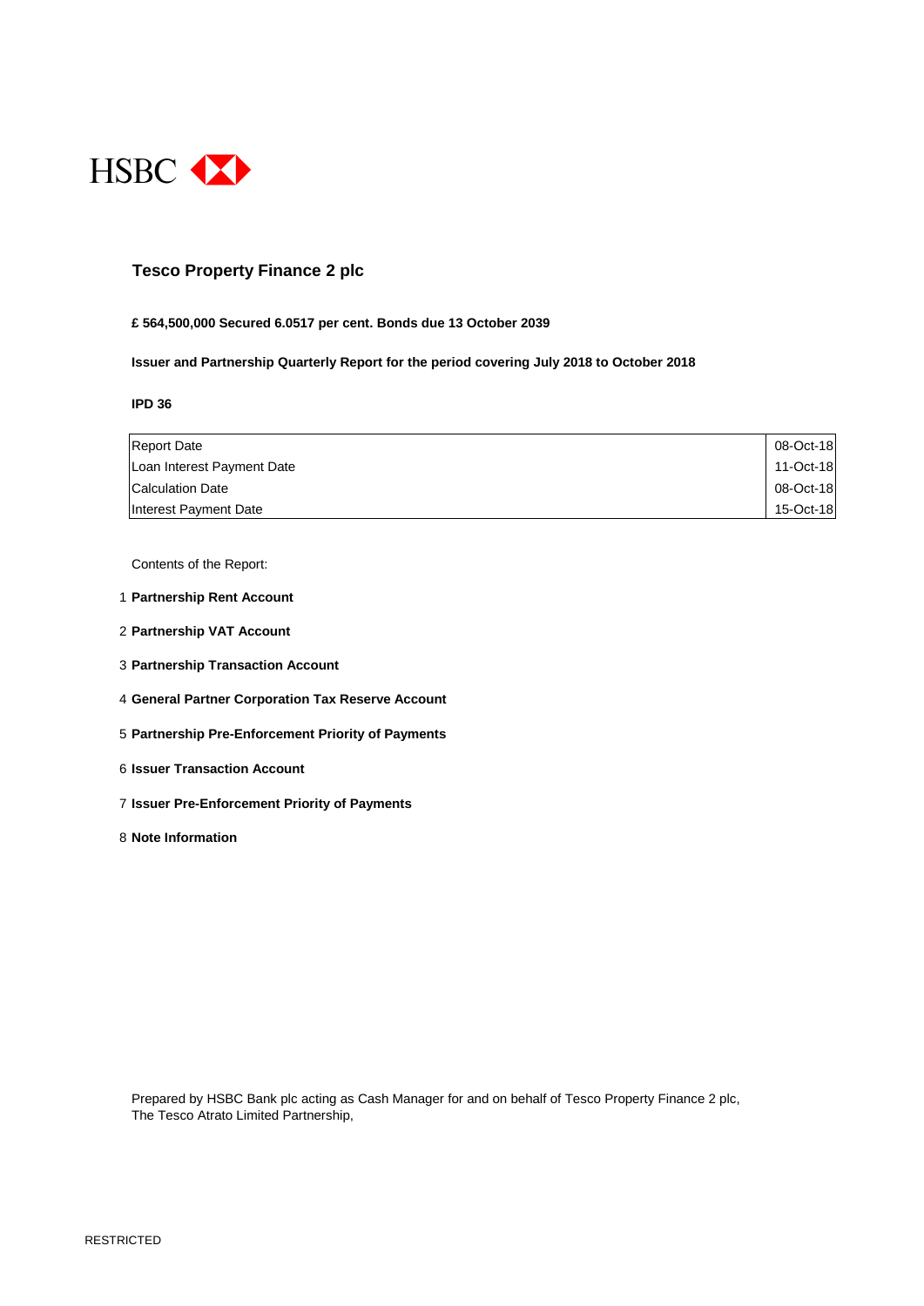HSBC

# Tesco Property Finance 2 plc

**£ 564,500,000 Secured 6.0517 per cent. Bonds due 13 October 2039**

**Issuer and Partnership Quarterly Report for the period covering July 2018 to October 2018**

**IPD 36**

| | |
|---|---|
| Report Date | 08-Oct-18 |
| Loan Interest Payment Date | 11-Oct-18 |
| Calculation Date | 08-Oct-18 |
| Interest Payment Date | 15-Oct-18 |

Contents of the Report:

1. **Partnership Rent Account**
2. **Partnership VAT Account**
3. **Partnership Transaction Account**
4. **General Partner Corporation Tax Reserve Account**
5. **Partnership Pre-Enforcement Priority of Payments**
6. **Issuer Transaction Account**
7. **Issuer Pre-Enforcement Priority of Payments**
8. **Note Information**

Prepared by HSBC Bank plc acting as Cash Manager for and on behalf of Tesco Property Finance 2 plc,
The Tesco Atrato Limited Partnership,

RESTRICTED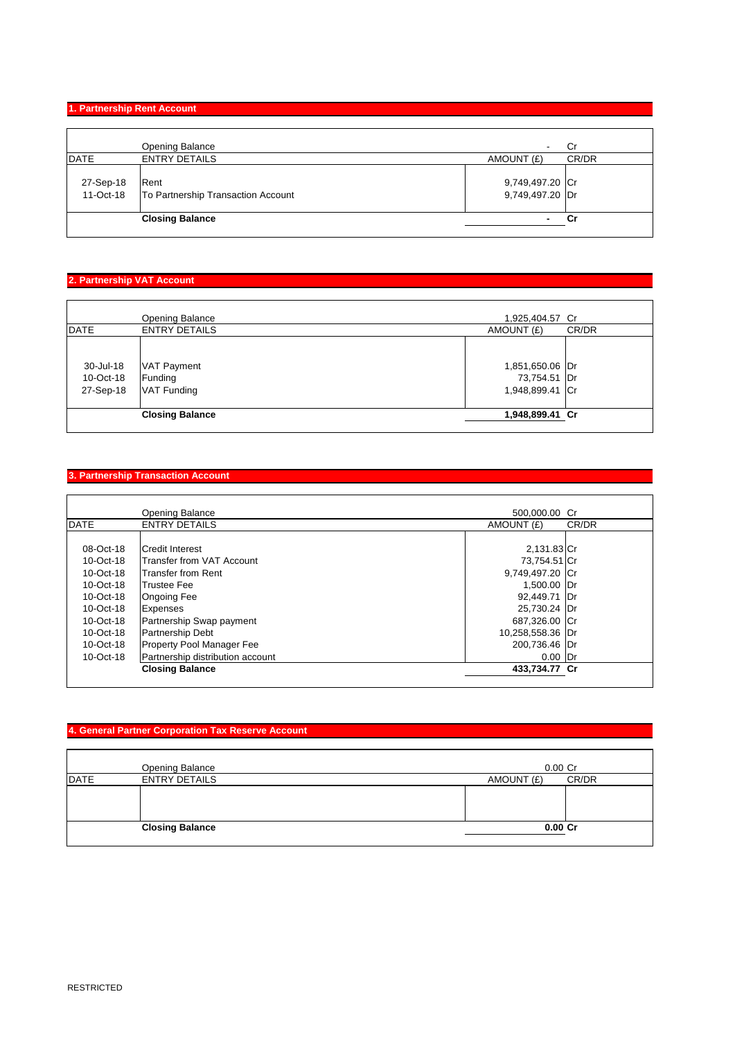## 1. Partnership Rent Account

| DATE | ENTRY DETAILS | AMOUNT (£) | CR/DR |
|---|---|---|---|
| | Opening Balance | - | Cr |
| 27-Sep-18 | Rent | 9,749,497.20 | Cr |
| 11-Oct-18 | To Partnership Transaction Account | 9,749,497.20 | Dr |
| | **Closing Balance** | **-** | **Cr** |

## 2. Partnership VAT Account

| DATE | ENTRY DETAILS | AMOUNT (£) | CR/DR |
|---|---|---|---|
| | Opening Balance | 1,925,404.57 | Cr |
| 30-Jul-18 | VAT Payment | 1,851,650.06 | Dr |
| 10-Oct-18 | Funding | 73,754.51 | Dr |
| 27-Sep-18 | VAT Funding | 1,948,899.41 | Cr |
| | **Closing Balance** | **1,948,899.41** | **Cr** |

## 3. Partnership Transaction Account

| DATE | ENTRY DETAILS | AMOUNT (£) | CR/DR |
|---|---|---|---|
| | Opening Balance | 500,000.00 | Cr |
| 08-Oct-18 | Credit Interest | 2,131.83 | Cr |
| 10-Oct-18 | Transfer from VAT Account | 73,754.51 | Cr |
| 10-Oct-18 | Transfer from Rent | 9,749,497.20 | Cr |
| 10-Oct-18 | Trustee Fee | 1,500.00 | Dr |
| 10-Oct-18 | Ongoing Fee | 92,449.71 | Dr |
| 10-Oct-18 | Expenses | 25,730.24 | Dr |
| 10-Oct-18 | Partnership Swap payment | 687,326.00 | Cr |
| 10-Oct-18 | Partnership Debt | 10,258,558.36 | Dr |
| 10-Oct-18 | Property Pool Manager Fee | 200,736.46 | Dr |
| 10-Oct-18 | Partnership distribution account | 0.00 | Dr |
| | **Closing Balance** | **433,734.77** | **Cr** |

## 4. General Partner Corporation Tax Reserve Account

| DATE | ENTRY DETAILS | AMOUNT (£) | CR/DR |
|---|---|---|---|
| | Opening Balance | 0.00 | Cr |
| | | | |
| | **Closing Balance** | **0.00** | **Cr** |

RESTRICTED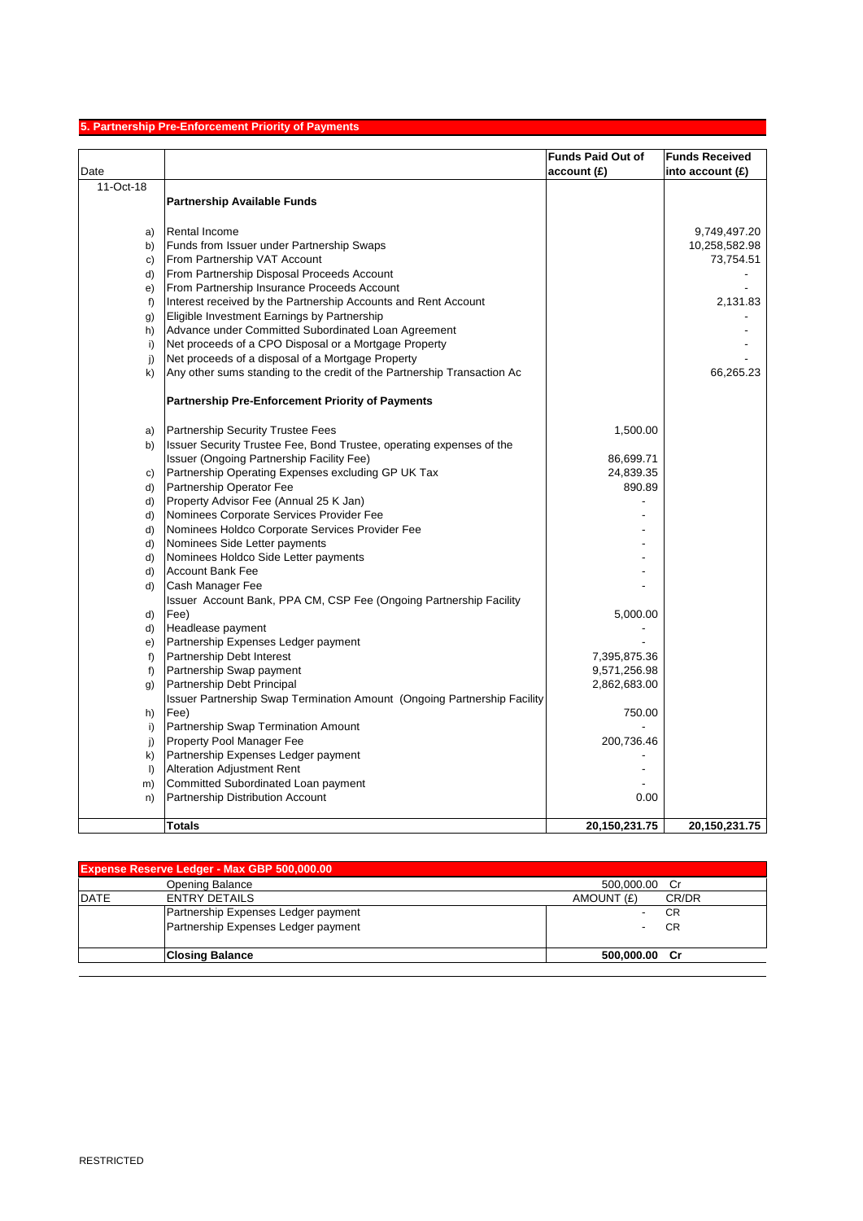## 5. Partnership Pre-Enforcement Priority of Payments

| Date | | | Funds Paid Out of account (£) | Funds Received into account (£) |
|---|---|---|---|---|
| 11-Oct-18 | | | | |
| | | **Partnership Available Funds** | | |
| | a) | Rental Income | | 9,749,497.20 |
| | b) | Funds from Issuer under Partnership Swaps | | 10,258,582.98 |
| | c) | From Partnership VAT Account | | 73,754.51 |
| | d) | From Partnership Disposal Proceeds Account | | - |
| | e) | From Partnership Insurance Proceeds Account | | - |
| | f) | Interest received by the Partnership Accounts and Rent Account | | 2,131.83 |
| | g) | Eligible Investment Earnings by Partnership | | - |
| | h) | Advance under Committed Subordinated Loan Agreement | | - |
| | i) | Net proceeds of a CPO Disposal or a Mortgage Property | | - |
| | j) | Net proceeds of a disposal of a Mortgage Property | | - |
| | k) | Any other sums standing to the credit of the Partnership Transaction Ac | | 66,265.23 |
| | | **Partnership Pre-Enforcement Priority of Payments** | | |
| | a) | Partnership Security Trustee Fees | 1,500.00 | |
| | b) | Issuer Security Trustee Fee, Bond Trustee, operating expenses of the Issuer (Ongoing Partnership Facility Fee) | 86,699.71 | |
| | c) | Partnership Operating Expenses excluding GP UK Tax | 24,839.35 | |
| | d) | Partnership Operator Fee | 890.89 | |
| | d) | Property Advisor Fee (Annual 25 K Jan) | - | |
| | d) | Nominees Corporate Services Provider Fee | - | |
| | d) | Nominees Holdco Corporate Services Provider Fee | - | |
| | d) | Nominees Side Letter payments | - | |
| | d) | Nominees Holdco Side Letter payments | - | |
| | d) | Account Bank Fee | - | |
| | d) | Cash Manager Fee | - | |
| | d) | Issuer Account Bank, PPA CM, CSP Fee (Ongoing Partnership Facility Fee) | 5,000.00 | |
| | d) | Headlease payment | - | |
| | e) | Partnership Expenses Ledger payment | - | |
| | f) | Partnership Debt Interest | 7,395,875.36 | |
| | f) | Partnership Swap payment | 9,571,256.98 | |
| | g) | Partnership Debt Principal | 2,862,683.00 | |
| | h) | Issuer Partnership Swap Termination Amount (Ongoing Partnership Facility Fee) | 750.00 | |
| | i) | Partnership Swap Termination Amount | - | |
| | j) | Property Pool Manager Fee | 200,736.46 | |
| | k) | Partnership Expenses Ledger payment | - | |
| | l) | Alteration Adjustment Rent | - | |
| | m) | Committed Subordinated Loan payment | - | |
| | n) | Partnership Distribution Account | 0.00 | |
| | | **Totals** | **20,150,231.75** | **20,150,231.75** |

| Expense Reserve Ledger - Max GBP 500,000.00 | | | |
|---|---|---|---|
| | Opening Balance | 500,000.00 | Cr |
| DATE | ENTRY DETAILS | AMOUNT (£) | CR/DR |
| | Partnership Expenses Ledger payment | - | CR |
| | Partnership Expenses Ledger payment | - | CR |
| | **Closing Balance** | **500,000.00** | **Cr** |

RESTRICTED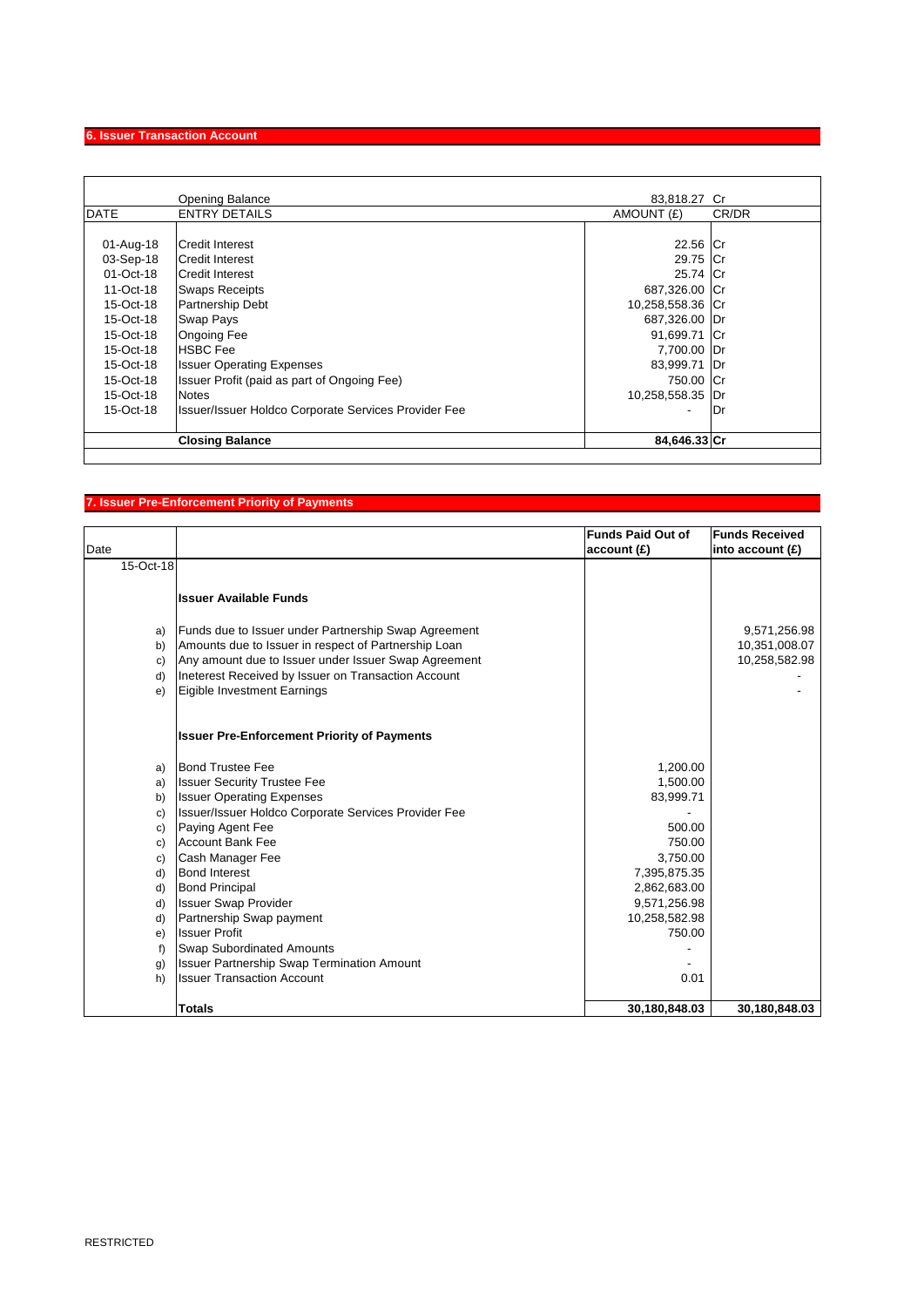## 6. Issuer Transaction Account

| | Opening Balance | 83,818.27 | Cr |
|---|---|---|---|
| DATE | ENTRY DETAILS | AMOUNT (£) | CR/DR |
| 01-Aug-18 | Credit Interest | 22.56 | Cr |
| 03-Sep-18 | Credit Interest | 29.75 | Cr |
| 01-Oct-18 | Credit Interest | 25.74 | Cr |
| 11-Oct-18 | Swaps Receipts | 687,326.00 | Cr |
| 15-Oct-18 | Partnership Debt | 10,258,558.36 | Cr |
| 15-Oct-18 | Swap Pays | 687,326.00 | Dr |
| 15-Oct-18 | Ongoing Fee | 91,699.71 | Cr |
| 15-Oct-18 | HSBC Fee | 7,700.00 | Dr |
| 15-Oct-18 | Issuer Operating Expenses | 83,999.71 | Dr |
| 15-Oct-18 | Issuer Profit (paid as part of Ongoing Fee) | 750.00 | Cr |
| 15-Oct-18 | Notes | 10,258,558.35 | Dr |
| 15-Oct-18 | Issuer/Issuer Holdco Corporate Services Provider Fee | - | Dr |
| | **Closing Balance** | **84,646.33** | **Cr** |

## 7. Issuer Pre-Enforcement Priority of Payments

| Date | | Funds Paid Out of account (£) | Funds Received into account (£) |
|---|---|---|---|
| 15-Oct-18 | | | |
| | **Issuer Available Funds** | | |
| a) | Funds due to Issuer under Partnership Swap Agreement | | 9,571,256.98 |
| b) | Amounts due to Issuer in respect of Partnership Loan | | 10,351,008.07 |
| c) | Any amount due to Issuer under Issuer Swap Agreement | | 10,258,582.98 |
| d) | Ineterest Received by Issuer on Transaction Account | | - |
| e) | Eigible Investment Earnings | | - |
| | **Issuer Pre-Enforcement Priority of Payments** | | |
| a) | Bond Trustee Fee | 1,200.00 | |
| a) | Issuer Security Trustee Fee | 1,500.00 | |
| b) | Issuer Operating Expenses | 83,999.71 | |
| c) | Issuer/Issuer Holdco Corporate Services Provider Fee | - | |
| c) | Paying Agent Fee | 500.00 | |
| c) | Account Bank Fee | 750.00 | |
| c) | Cash Manager Fee | 3,750.00 | |
| d) | Bond Interest | 7,395,875.35 | |
| d) | Bond Principal | 2,862,683.00 | |
| d) | Issuer Swap Provider | 9,571,256.98 | |
| d) | Partnership Swap payment | 10,258,582.98 | |
| e) | Issuer Profit | 750.00 | |
| f) | Swap Subordinated Amounts | - | |
| g) | Issuer Partnership Swap Termination Amount | - | |
| h) | Issuer Transaction Account | 0.01 | |
| | **Totals** | **30,180,848.03** | **30,180,848.03** |

RESTRICTED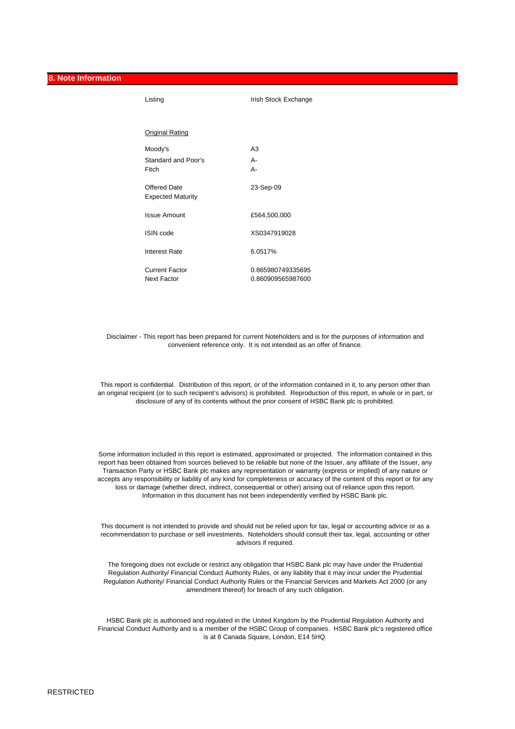## 8. Note Information

| | |
|---|---|
| Listing | Irish Stock Exchange |
| <u>Original Rating</u> | |
| Moody's | A3 |
| Standard and Poor's | A- |
| Fitch | A- |
| Offered Date | 23-Sep-09 |
| Expected Maturity | |
| Issue Amount | £564,500,000 |
| ISIN code | XS0347919028 |
| Interest Rate | 6.0517% |
| Current Factor | 0.865980749335695 |
| Next Factor | 0.860909565987600 |

Disclaimer - This report has been prepared for current Noteholders and is for the purposes of information and convenient reference only. It is not intended as an offer of finance.

This report is confidential. Distribution of this report, or of the information contained in it, to any person other than an original recipient (or to such recipient's advisors) is prohibited. Reproduction of this report, in whole or in part, or disclosure of any of its contents without the prior consent of HSBC Bank plc is prohibited.

Some information included in this report is estimated, approximated or projected. The information contained in this report has been obtained from sources believed to be reliable but none of the Issuer, any affiliate of the Issuer, any Transaction Party or HSBC Bank plc makes any representation or warranty (express or implied) of any nature or accepts any responsibility or liability of any kind for completeness or accuracy of the content of this report or for any loss or damage (whether direct, indirect, consequential or other) arising out of reliance upon this report. Information in this document has not been independently verified by HSBC Bank plc.

This document is not intended to provide and should not be relied upon for tax, legal or accounting advice or as a recommendation to purchase or sell investments. Noteholders should consult their tax, legal, accounting or other advisors if required.

The foregoing does not exclude or restrict any obligation that HSBC Bank plc may have under the Prudential Regulation Authority/ Financial Conduct Authority Rules, or any liability that it may incur under the Prudential Regulation Authority/ Financial Conduct Authority Rules or the Financial Services and Markets Act 2000 (or any amendment thereof) for breach of any such obligation.

HSBC Bank plc is authorised and regulated in the United Kingdom by the Prudential Regulation Authority and Financial Conduct Authority and is a member of the HSBC Group of companies. HSBC Bank plc's registered office is at 8 Canada Square, London, E14 5HQ.

RESTRICTED